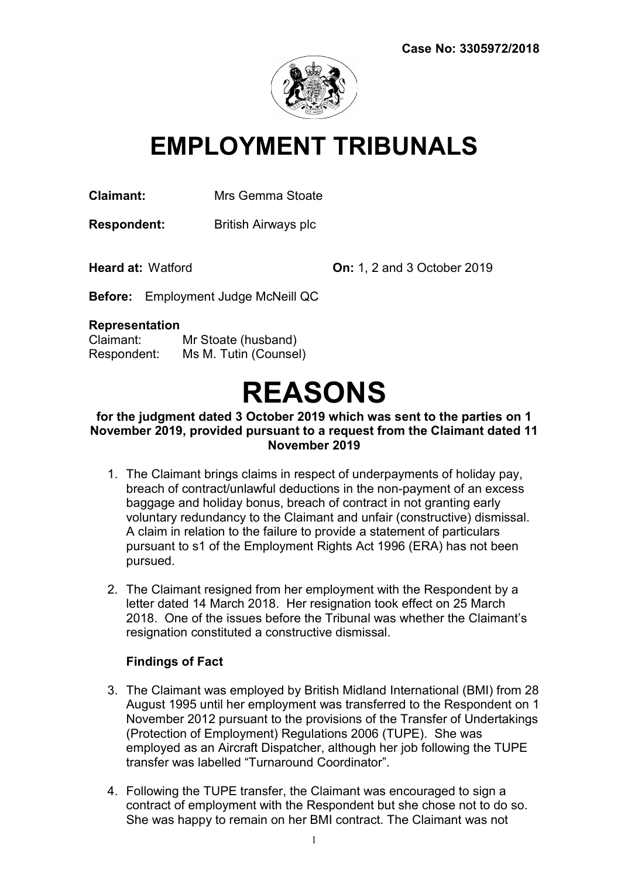**Case No: 3305972/2018**

# EMPLOYMENT TRIBUNALS

**Claimant:** Mrs Gemma Stoate

**Respondent:** British Airways plc

**Heard at:** Watford **On:** 1, 2 and 3 October 2019

**Before:** Employment Judge McNeill QC

**Representation**
Claimant: Mr Stoate (husband)
Respondent: Ms M. Tutin (Counsel)

# REASONS

**for the judgment dated 3 October 2019 which was sent to the parties on 1 November 2019, provided pursuant to a request from the Claimant dated 11 November 2019**

1. The Claimant brings claims in respect of underpayments of holiday pay, breach of contract/unlawful deductions in the non-payment of an excess baggage and holiday bonus, breach of contract in not granting early voluntary redundancy to the Claimant and unfair (constructive) dismissal. A claim in relation to the failure to provide a statement of particulars pursuant to s1 of the Employment Rights Act 1996 (ERA) has not been pursued.

2. The Claimant resigned from her employment with the Respondent by a letter dated 14 March 2018. Her resignation took effect on 25 March 2018. One of the issues before the Tribunal was whether the Claimant's resignation constituted a constructive dismissal.

**Findings of Fact**

3. The Claimant was employed by British Midland International (BMI) from 28 August 1995 until her employment was transferred to the Respondent on 1 November 2012 pursuant to the provisions of the Transfer of Undertakings (Protection of Employment) Regulations 2006 (TUPE). She was employed as an Aircraft Dispatcher, although her job following the TUPE transfer was labelled "Turnaround Coordinator".

4. Following the TUPE transfer, the Claimant was encouraged to sign a contract of employment with the Respondent but she chose not to do so. She was happy to remain on her BMI contract. The Claimant was not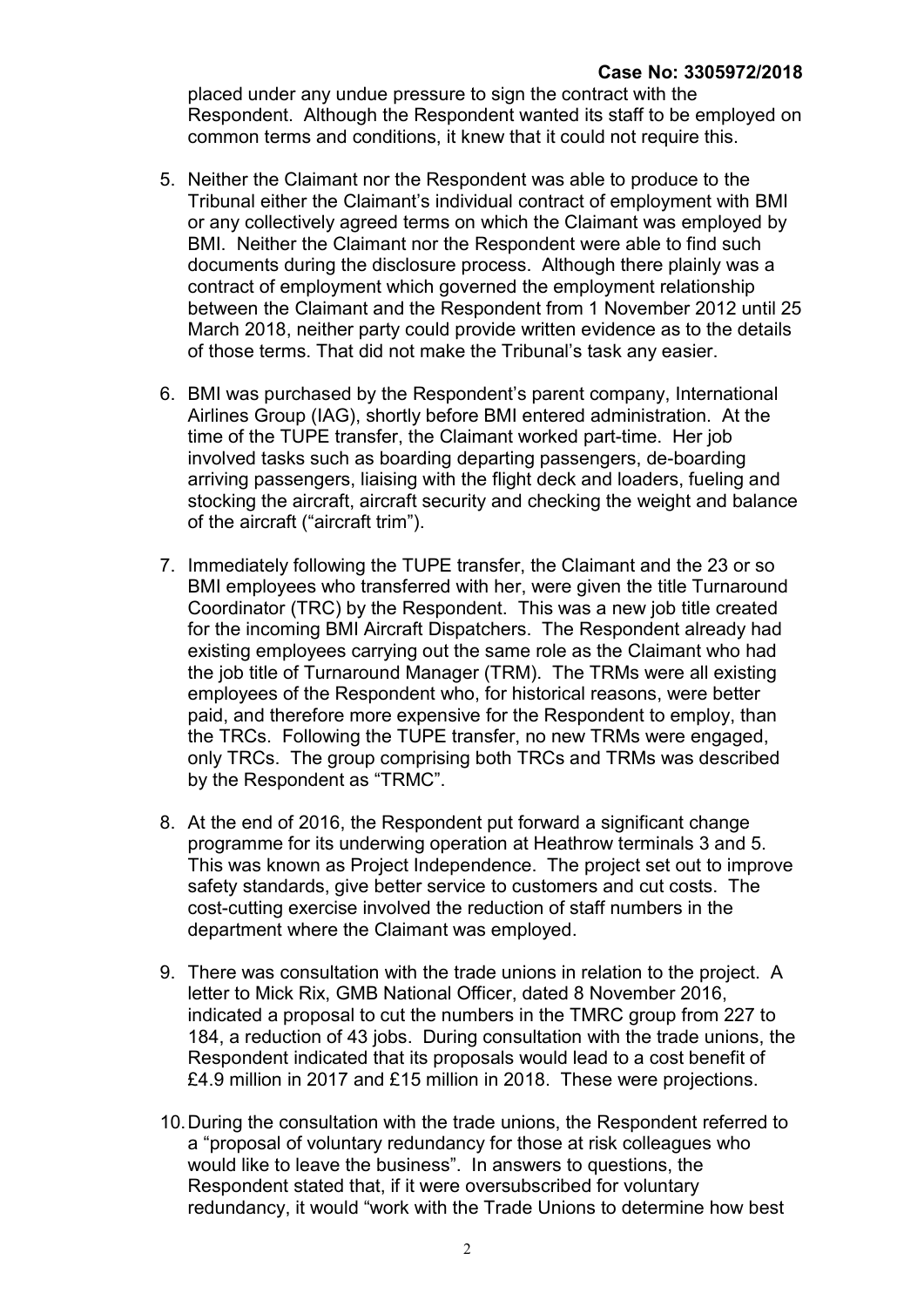placed under any undue pressure to sign the contract with the Respondent. Although the Respondent wanted its staff to be employed on common terms and conditions, it knew that it could not require this.

5. Neither the Claimant nor the Respondent was able to produce to the Tribunal either the Claimant's individual contract of employment with BMI or any collectively agreed terms on which the Claimant was employed by BMI. Neither the Claimant nor the Respondent were able to find such documents during the disclosure process. Although there plainly was a contract of employment which governed the employment relationship between the Claimant and the Respondent from 1 November 2012 until 25 March 2018, neither party could provide written evidence as to the details of those terms. That did not make the Tribunal's task any easier.

6. BMI was purchased by the Respondent's parent company, International Airlines Group (IAG), shortly before BMI entered administration. At the time of the TUPE transfer, the Claimant worked part-time. Her job involved tasks such as boarding departing passengers, de-boarding arriving passengers, liaising with the flight deck and loaders, fueling and stocking the aircraft, aircraft security and checking the weight and balance of the aircraft ("aircraft trim").

7. Immediately following the TUPE transfer, the Claimant and the 23 or so BMI employees who transferred with her, were given the title Turnaround Coordinator (TRC) by the Respondent. This was a new job title created for the incoming BMI Aircraft Dispatchers. The Respondent already had existing employees carrying out the same role as the Claimant who had the job title of Turnaround Manager (TRM). The TRMs were all existing employees of the Respondent who, for historical reasons, were better paid, and therefore more expensive for the Respondent to employ, than the TRCs. Following the TUPE transfer, no new TRMs were engaged, only TRCs. The group comprising both TRCs and TRMs was described by the Respondent as "TRMC".

8. At the end of 2016, the Respondent put forward a significant change programme for its underwing operation at Heathrow terminals 3 and 5. This was known as Project Independence. The project set out to improve safety standards, give better service to customers and cut costs. The cost-cutting exercise involved the reduction of staff numbers in the department where the Claimant was employed.

9. There was consultation with the trade unions in relation to the project. A letter to Mick Rix, GMB National Officer, dated 8 November 2016, indicated a proposal to cut the numbers in the TMRC group from 227 to 184, a reduction of 43 jobs. During consultation with the trade unions, the Respondent indicated that its proposals would lead to a cost benefit of £4.9 million in 2017 and £15 million in 2018. These were projections.

10. During the consultation with the trade unions, the Respondent referred to a "proposal of voluntary redundancy for those at risk colleagues who would like to leave the business". In answers to questions, the Respondent stated that, if it were oversubscribed for voluntary redundancy, it would "work with the Trade Unions to determine how best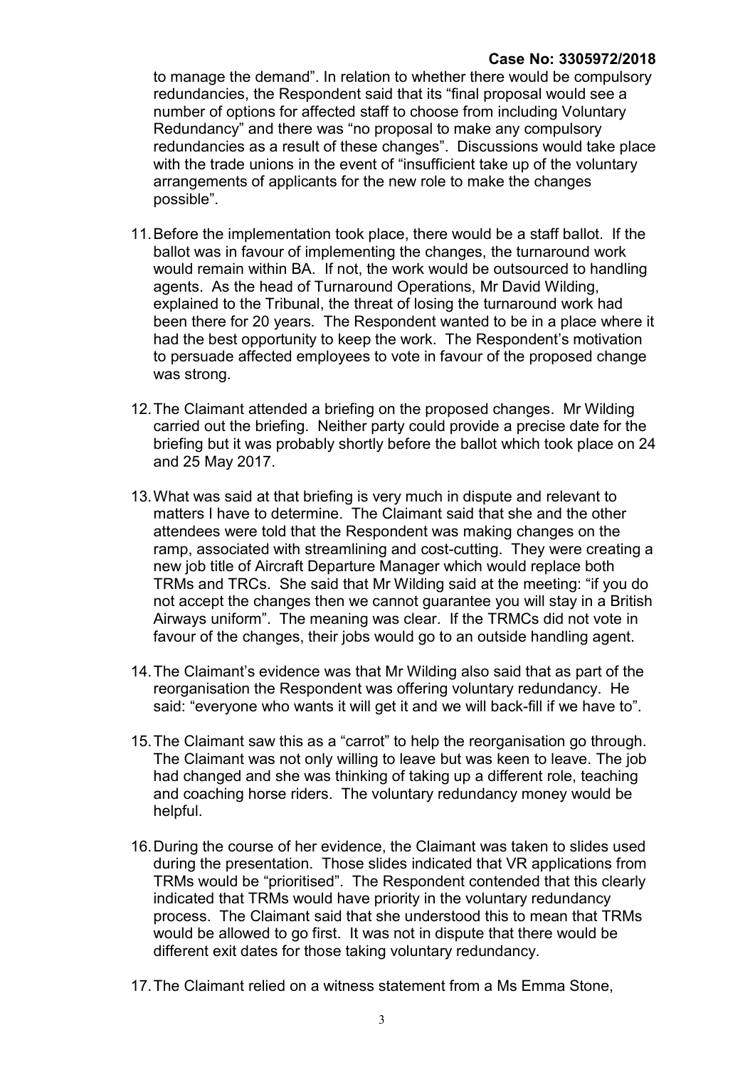to manage the demand". In relation to whether there would be compulsory redundancies, the Respondent said that its "final proposal would see a number of options for affected staff to choose from including Voluntary Redundancy" and there was "no proposal to make any compulsory redundancies as a result of these changes". Discussions would take place with the trade unions in the event of "insufficient take up of the voluntary arrangements of applicants for the new role to make the changes possible".

11. Before the implementation took place, there would be a staff ballot. If the ballot was in favour of implementing the changes, the turnaround work would remain within BA. If not, the work would be outsourced to handling agents. As the head of Turnaround Operations, Mr David Wilding, explained to the Tribunal, the threat of losing the turnaround work had been there for 20 years. The Respondent wanted to be in a place where it had the best opportunity to keep the work. The Respondent's motivation to persuade affected employees to vote in favour of the proposed change was strong.

12. The Claimant attended a briefing on the proposed changes. Mr Wilding carried out the briefing. Neither party could provide a precise date for the briefing but it was probably shortly before the ballot which took place on 24 and 25 May 2017.

13. What was said at that briefing is very much in dispute and relevant to matters I have to determine. The Claimant said that she and the other attendees were told that the Respondent was making changes on the ramp, associated with streamlining and cost-cutting. They were creating a new job title of Aircraft Departure Manager which would replace both TRMs and TRCs. She said that Mr Wilding said at the meeting: "if you do not accept the changes then we cannot guarantee you will stay in a British Airways uniform". The meaning was clear. If the TRMCs did not vote in favour of the changes, their jobs would go to an outside handling agent.

14. The Claimant's evidence was that Mr Wilding also said that as part of the reorganisation the Respondent was offering voluntary redundancy. He said: "everyone who wants it will get it and we will back-fill if we have to".

15. The Claimant saw this as a "carrot" to help the reorganisation go through. The Claimant was not only willing to leave but was keen to leave. The job had changed and she was thinking of taking up a different role, teaching and coaching horse riders. The voluntary redundancy money would be helpful.

16. During the course of her evidence, the Claimant was taken to slides used during the presentation. Those slides indicated that VR applications from TRMs would be "prioritised". The Respondent contended that this clearly indicated that TRMs would have priority in the voluntary redundancy process. The Claimant said that she understood this to mean that TRMs would be allowed to go first. It was not in dispute that there would be different exit dates for those taking voluntary redundancy.

17. The Claimant relied on a witness statement from a Ms Emma Stone,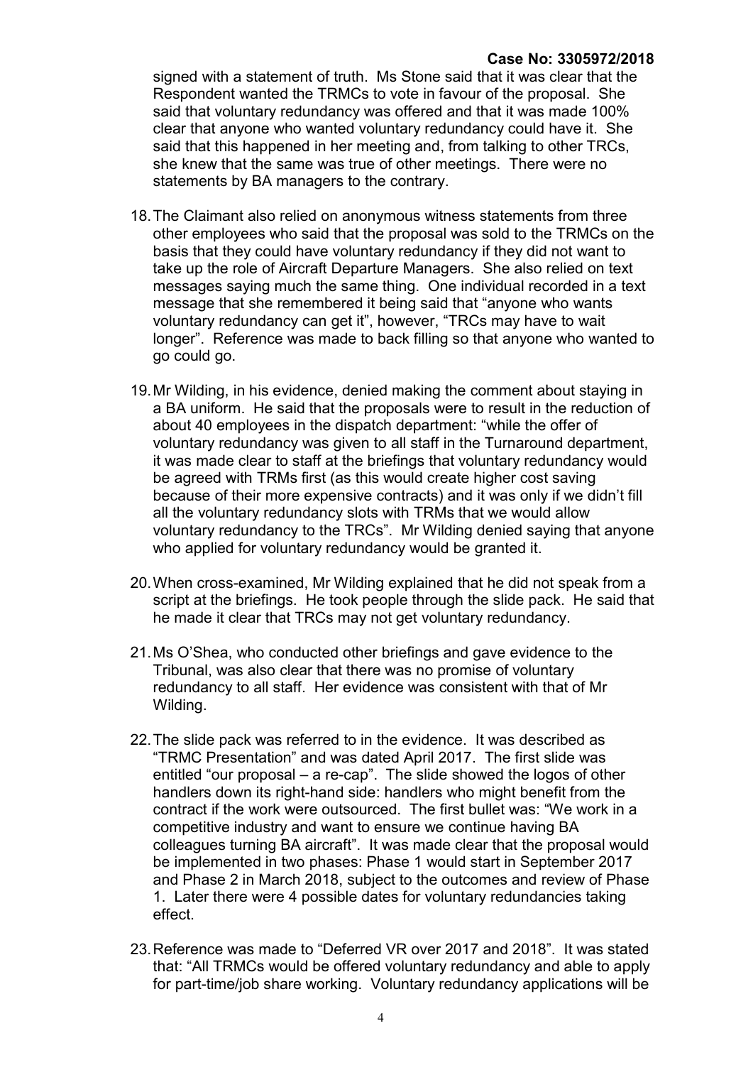signed with a statement of truth. Ms Stone said that it was clear that the Respondent wanted the TRMCs to vote in favour of the proposal. She said that voluntary redundancy was offered and that it was made 100% clear that anyone who wanted voluntary redundancy could have it. She said that this happened in her meeting and, from talking to other TRCs, she knew that the same was true of other meetings. There were no statements by BA managers to the contrary.

18. The Claimant also relied on anonymous witness statements from three other employees who said that the proposal was sold to the TRMCs on the basis that they could have voluntary redundancy if they did not want to take up the role of Aircraft Departure Managers. She also relied on text messages saying much the same thing. One individual recorded in a text message that she remembered it being said that "anyone who wants voluntary redundancy can get it", however, "TRCs may have to wait longer". Reference was made to back filling so that anyone who wanted to go could go.

19. Mr Wilding, in his evidence, denied making the comment about staying in a BA uniform. He said that the proposals were to result in the reduction of about 40 employees in the dispatch department: "while the offer of voluntary redundancy was given to all staff in the Turnaround department, it was made clear to staff at the briefings that voluntary redundancy would be agreed with TRMs first (as this would create higher cost saving because of their more expensive contracts) and it was only if we didn't fill all the voluntary redundancy slots with TRMs that we would allow voluntary redundancy to the TRCs". Mr Wilding denied saying that anyone who applied for voluntary redundancy would be granted it.

20. When cross-examined, Mr Wilding explained that he did not speak from a script at the briefings. He took people through the slide pack. He said that he made it clear that TRCs may not get voluntary redundancy.

21. Ms O'Shea, who conducted other briefings and gave evidence to the Tribunal, was also clear that there was no promise of voluntary redundancy to all staff. Her evidence was consistent with that of Mr Wilding.

22. The slide pack was referred to in the evidence. It was described as "TRMC Presentation" and was dated April 2017. The first slide was entitled "our proposal – a re-cap". The slide showed the logos of other handlers down its right-hand side: handlers who might benefit from the contract if the work were outsourced. The first bullet was: "We work in a competitive industry and want to ensure we continue having BA colleagues turning BA aircraft". It was made clear that the proposal would be implemented in two phases: Phase 1 would start in September 2017 and Phase 2 in March 2018, subject to the outcomes and review of Phase 1. Later there were 4 possible dates for voluntary redundancies taking effect.

23. Reference was made to "Deferred VR over 2017 and 2018". It was stated that: "All TRMCs would be offered voluntary redundancy and able to apply for part-time/job share working. Voluntary redundancy applications will be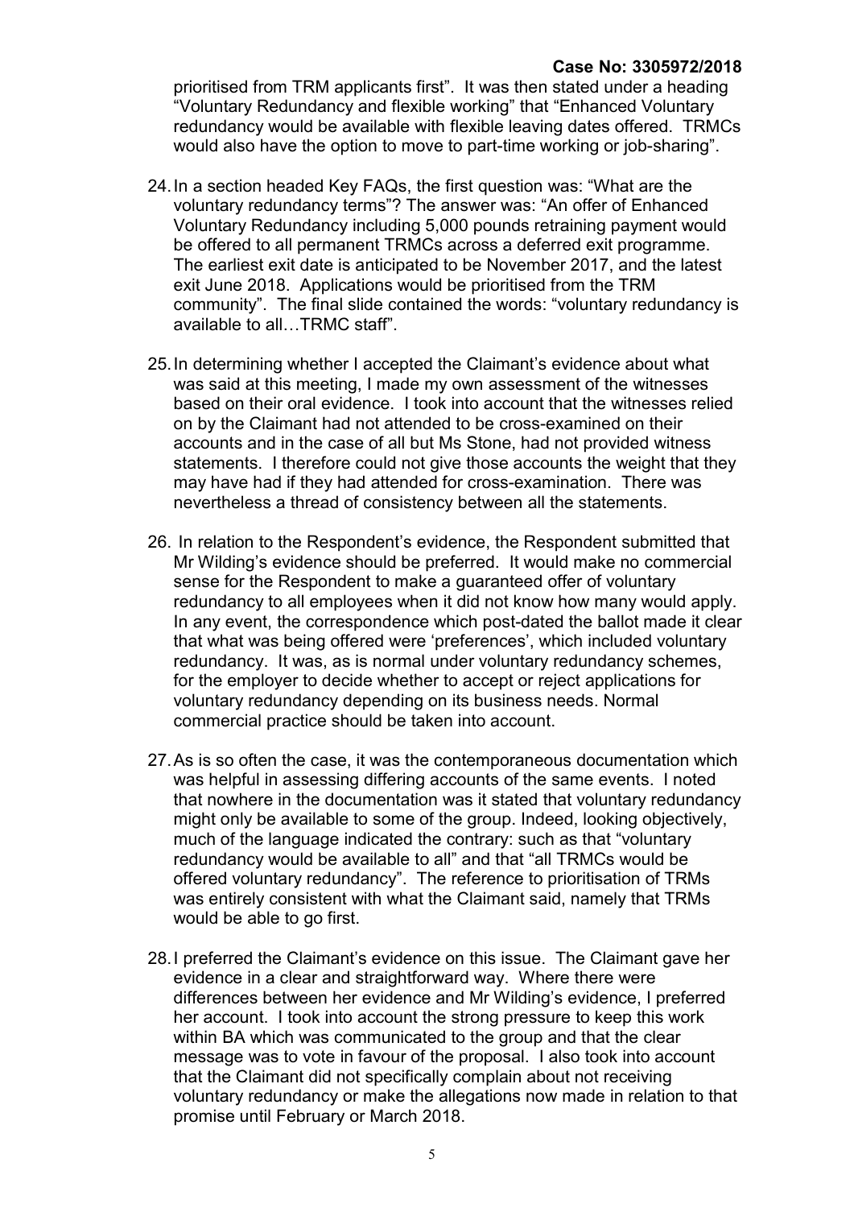prioritised from TRM applicants first". It was then stated under a heading "Voluntary Redundancy and flexible working" that "Enhanced Voluntary redundancy would be available with flexible leaving dates offered. TRMCs would also have the option to move to part-time working or job-sharing".

24. In a section headed Key FAQs, the first question was: "What are the voluntary redundancy terms"? The answer was: "An offer of Enhanced Voluntary Redundancy including 5,000 pounds retraining payment would be offered to all permanent TRMCs across a deferred exit programme. The earliest exit date is anticipated to be November 2017, and the latest exit June 2018. Applications would be prioritised from the TRM community". The final slide contained the words: "voluntary redundancy is available to all…TRMC staff".

25. In determining whether I accepted the Claimant's evidence about what was said at this meeting, I made my own assessment of the witnesses based on their oral evidence. I took into account that the witnesses relied on by the Claimant had not attended to be cross-examined on their accounts and in the case of all but Ms Stone, had not provided witness statements. I therefore could not give those accounts the weight that they may have had if they had attended for cross-examination. There was nevertheless a thread of consistency between all the statements.

26. In relation to the Respondent's evidence, the Respondent submitted that Mr Wilding's evidence should be preferred. It would make no commercial sense for the Respondent to make a guaranteed offer of voluntary redundancy to all employees when it did not know how many would apply. In any event, the correspondence which post-dated the ballot made it clear that what was being offered were 'preferences', which included voluntary redundancy. It was, as is normal under voluntary redundancy schemes, for the employer to decide whether to accept or reject applications for voluntary redundancy depending on its business needs. Normal commercial practice should be taken into account.

27. As is so often the case, it was the contemporaneous documentation which was helpful in assessing differing accounts of the same events. I noted that nowhere in the documentation was it stated that voluntary redundancy might only be available to some of the group. Indeed, looking objectively, much of the language indicated the contrary: such as that "voluntary redundancy would be available to all" and that "all TRMCs would be offered voluntary redundancy". The reference to prioritisation of TRMs was entirely consistent with what the Claimant said, namely that TRMs would be able to go first.

28. I preferred the Claimant's evidence on this issue. The Claimant gave her evidence in a clear and straightforward way. Where there were differences between her evidence and Mr Wilding's evidence, I preferred her account. I took into account the strong pressure to keep this work within BA which was communicated to the group and that the clear message was to vote in favour of the proposal. I also took into account that the Claimant did not specifically complain about not receiving voluntary redundancy or make the allegations now made in relation to that promise until February or March 2018.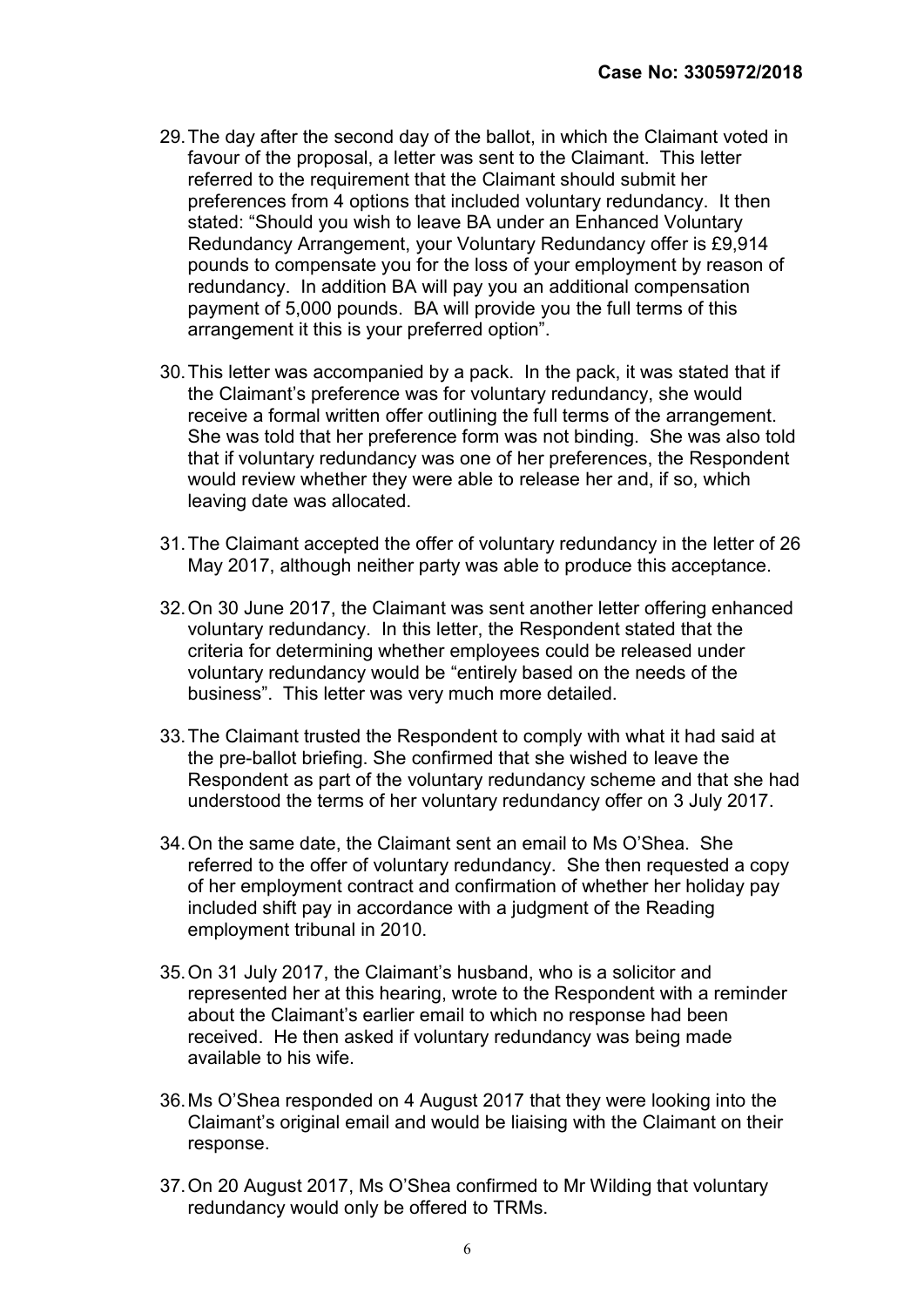29. The day after the second day of the ballot, in which the Claimant voted in favour of the proposal, a letter was sent to the Claimant. This letter referred to the requirement that the Claimant should submit her preferences from 4 options that included voluntary redundancy. It then stated: "Should you wish to leave BA under an Enhanced Voluntary Redundancy Arrangement, your Voluntary Redundancy offer is £9,914 pounds to compensate you for the loss of your employment by reason of redundancy. In addition BA will pay you an additional compensation payment of 5,000 pounds. BA will provide you the full terms of this arrangement it this is your preferred option".

30. This letter was accompanied by a pack. In the pack, it was stated that if the Claimant's preference was for voluntary redundancy, she would receive a formal written offer outlining the full terms of the arrangement. She was told that her preference form was not binding. She was also told that if voluntary redundancy was one of her preferences, the Respondent would review whether they were able to release her and, if so, which leaving date was allocated.

31. The Claimant accepted the offer of voluntary redundancy in the letter of 26 May 2017, although neither party was able to produce this acceptance.

32. On 30 June 2017, the Claimant was sent another letter offering enhanced voluntary redundancy. In this letter, the Respondent stated that the criteria for determining whether employees could be released under voluntary redundancy would be "entirely based on the needs of the business". This letter was very much more detailed.

33. The Claimant trusted the Respondent to comply with what it had said at the pre-ballot briefing. She confirmed that she wished to leave the Respondent as part of the voluntary redundancy scheme and that she had understood the terms of her voluntary redundancy offer on 3 July 2017.

34. On the same date, the Claimant sent an email to Ms O'Shea. She referred to the offer of voluntary redundancy. She then requested a copy of her employment contract and confirmation of whether her holiday pay included shift pay in accordance with a judgment of the Reading employment tribunal in 2010.

35. On 31 July 2017, the Claimant's husband, who is a solicitor and represented her at this hearing, wrote to the Respondent with a reminder about the Claimant's earlier email to which no response had been received. He then asked if voluntary redundancy was being made available to his wife.

36. Ms O'Shea responded on 4 August 2017 that they were looking into the Claimant's original email and would be liaising with the Claimant on their response.

37. On 20 August 2017, Ms O'Shea confirmed to Mr Wilding that voluntary redundancy would only be offered to TRMs.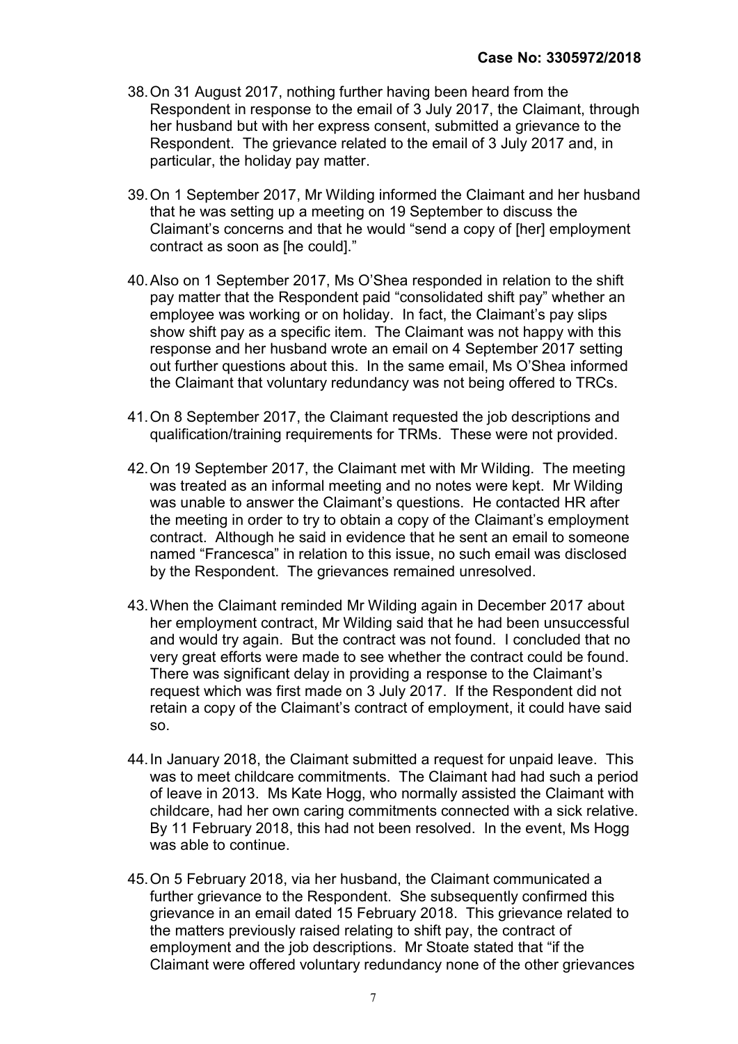38. On 31 August 2017, nothing further having been heard from the Respondent in response to the email of 3 July 2017, the Claimant, through her husband but with her express consent, submitted a grievance to the Respondent. The grievance related to the email of 3 July 2017 and, in particular, the holiday pay matter.

39. On 1 September 2017, Mr Wilding informed the Claimant and her husband that he was setting up a meeting on 19 September to discuss the Claimant's concerns and that he would "send a copy of [her] employment contract as soon as [he could]."

40. Also on 1 September 2017, Ms O'Shea responded in relation to the shift pay matter that the Respondent paid "consolidated shift pay" whether an employee was working or on holiday. In fact, the Claimant's pay slips show shift pay as a specific item. The Claimant was not happy with this response and her husband wrote an email on 4 September 2017 setting out further questions about this. In the same email, Ms O'Shea informed the Claimant that voluntary redundancy was not being offered to TRCs.

41. On 8 September 2017, the Claimant requested the job descriptions and qualification/training requirements for TRMs. These were not provided.

42. On 19 September 2017, the Claimant met with Mr Wilding. The meeting was treated as an informal meeting and no notes were kept. Mr Wilding was unable to answer the Claimant's questions. He contacted HR after the meeting in order to try to obtain a copy of the Claimant's employment contract. Although he said in evidence that he sent an email to someone named "Francesca" in relation to this issue, no such email was disclosed by the Respondent. The grievances remained unresolved.

43. When the Claimant reminded Mr Wilding again in December 2017 about her employment contract, Mr Wilding said that he had been unsuccessful and would try again. But the contract was not found. I concluded that no very great efforts were made to see whether the contract could be found. There was significant delay in providing a response to the Claimant's request which was first made on 3 July 2017. If the Respondent did not retain a copy of the Claimant's contract of employment, it could have said so.

44. In January 2018, the Claimant submitted a request for unpaid leave. This was to meet childcare commitments. The Claimant had had such a period of leave in 2013. Ms Kate Hogg, who normally assisted the Claimant with childcare, had her own caring commitments connected with a sick relative. By 11 February 2018, this had not been resolved. In the event, Ms Hogg was able to continue.

45. On 5 February 2018, via her husband, the Claimant communicated a further grievance to the Respondent. She subsequently confirmed this grievance in an email dated 15 February 2018. This grievance related to the matters previously raised relating to shift pay, the contract of employment and the job descriptions. Mr Stoate stated that "if the Claimant were offered voluntary redundancy none of the other grievances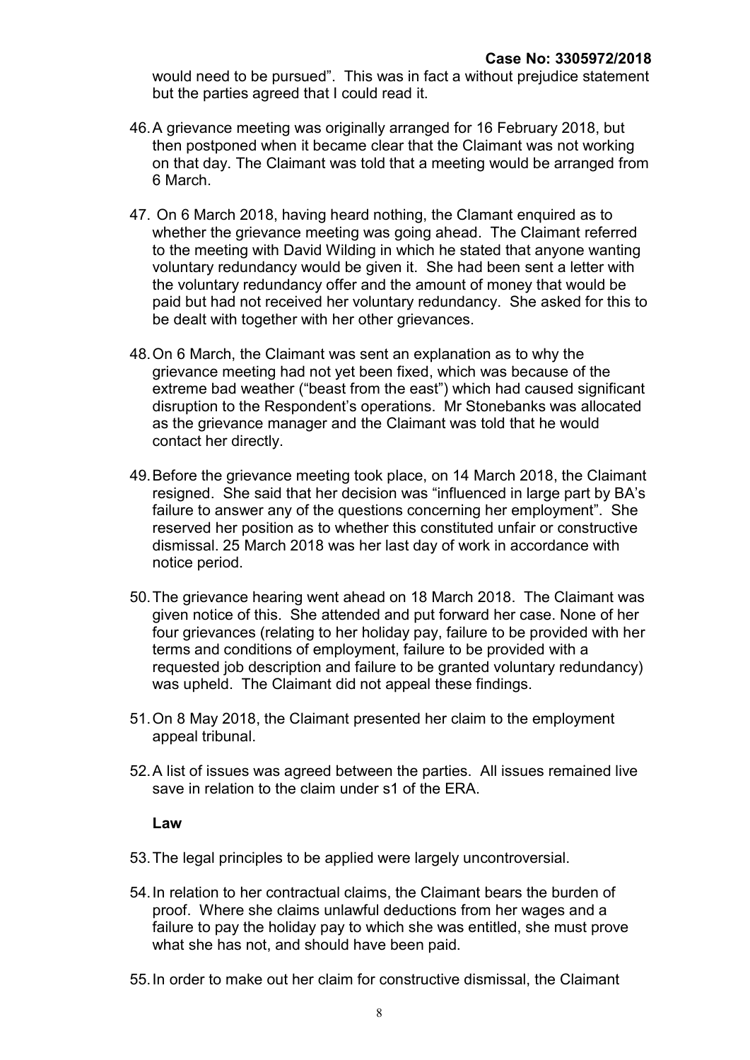would need to be pursued". This was in fact a without prejudice statement but the parties agreed that I could read it.

46. A grievance meeting was originally arranged for 16 February 2018, but then postponed when it became clear that the Claimant was not working on that day. The Claimant was told that a meeting would be arranged from 6 March.

47. On 6 March 2018, having heard nothing, the Clamant enquired as to whether the grievance meeting was going ahead. The Claimant referred to the meeting with David Wilding in which he stated that anyone wanting voluntary redundancy would be given it. She had been sent a letter with the voluntary redundancy offer and the amount of money that would be paid but had not received her voluntary redundancy. She asked for this to be dealt with together with her other grievances.

48. On 6 March, the Claimant was sent an explanation as to why the grievance meeting had not yet been fixed, which was because of the extreme bad weather ("beast from the east") which had caused significant disruption to the Respondent's operations. Mr Stonebanks was allocated as the grievance manager and the Claimant was told that he would contact her directly.

49. Before the grievance meeting took place, on 14 March 2018, the Claimant resigned. She said that her decision was "influenced in large part by BA's failure to answer any of the questions concerning her employment". She reserved her position as to whether this constituted unfair or constructive dismissal. 25 March 2018 was her last day of work in accordance with notice period.

50. The grievance hearing went ahead on 18 March 2018. The Claimant was given notice of this. She attended and put forward her case. None of her four grievances (relating to her holiday pay, failure to be provided with her terms and conditions of employment, failure to be provided with a requested job description and failure to be granted voluntary redundancy) was upheld. The Claimant did not appeal these findings.

51. On 8 May 2018, the Claimant presented her claim to the employment appeal tribunal.

52. A list of issues was agreed between the parties. All issues remained live save in relation to the claim under s1 of the ERA.

**Law**

53. The legal principles to be applied were largely uncontroversial.

54. In relation to her contractual claims, the Claimant bears the burden of proof. Where she claims unlawful deductions from her wages and a failure to pay the holiday pay to which she was entitled, she must prove what she has not, and should have been paid.

55. In order to make out her claim for constructive dismissal, the Claimant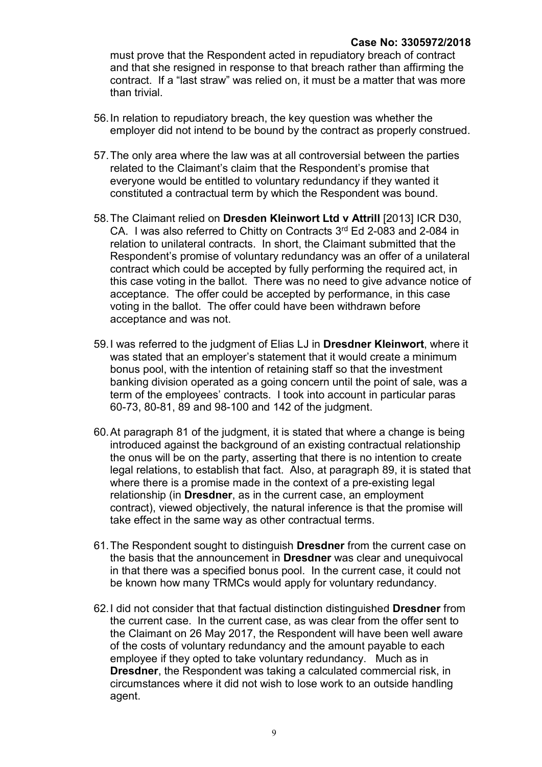must prove that the Respondent acted in repudiatory breach of contract and that she resigned in response to that breach rather than affirming the contract. If a "last straw" was relied on, it must be a matter that was more than trivial.

56. In relation to repudiatory breach, the key question was whether the employer did not intend to be bound by the contract as properly construed.

57. The only area where the law was at all controversial between the parties related to the Claimant's claim that the Respondent's promise that everyone would be entitled to voluntary redundancy if they wanted it constituted a contractual term by which the Respondent was bound.

58. The Claimant relied on **Dresden Kleinwort Ltd v Attrill** [2013] ICR D30, CA. I was also referred to Chitty on Contracts 3rd Ed 2-083 and 2-084 in relation to unilateral contracts. In short, the Claimant submitted that the Respondent's promise of voluntary redundancy was an offer of a unilateral contract which could be accepted by fully performing the required act, in this case voting in the ballot. There was no need to give advance notice of acceptance. The offer could be accepted by performance, in this case voting in the ballot. The offer could have been withdrawn before acceptance and was not.

59. I was referred to the judgment of Elias LJ in **Dresdner Kleinwort**, where it was stated that an employer's statement that it would create a minimum bonus pool, with the intention of retaining staff so that the investment banking division operated as a going concern until the point of sale, was a term of the employees' contracts. I took into account in particular paras 60-73, 80-81, 89 and 98-100 and 142 of the judgment.

60. At paragraph 81 of the judgment, it is stated that where a change is being introduced against the background of an existing contractual relationship the onus will be on the party, asserting that there is no intention to create legal relations, to establish that fact. Also, at paragraph 89, it is stated that where there is a promise made in the context of a pre-existing legal relationship (in **Dresdner**, as in the current case, an employment contract), viewed objectively, the natural inference is that the promise will take effect in the same way as other contractual terms.

61. The Respondent sought to distinguish **Dresdner** from the current case on the basis that the announcement in **Dresdner** was clear and unequivocal in that there was a specified bonus pool. In the current case, it could not be known how many TRMCs would apply for voluntary redundancy.

62. I did not consider that that factual distinction distinguished **Dresdner** from the current case. In the current case, as was clear from the offer sent to the Claimant on 26 May 2017, the Respondent will have been well aware of the costs of voluntary redundancy and the amount payable to each employee if they opted to take voluntary redundancy. Much as in **Dresdner**, the Respondent was taking a calculated commercial risk, in circumstances where it did not wish to lose work to an outside handling agent.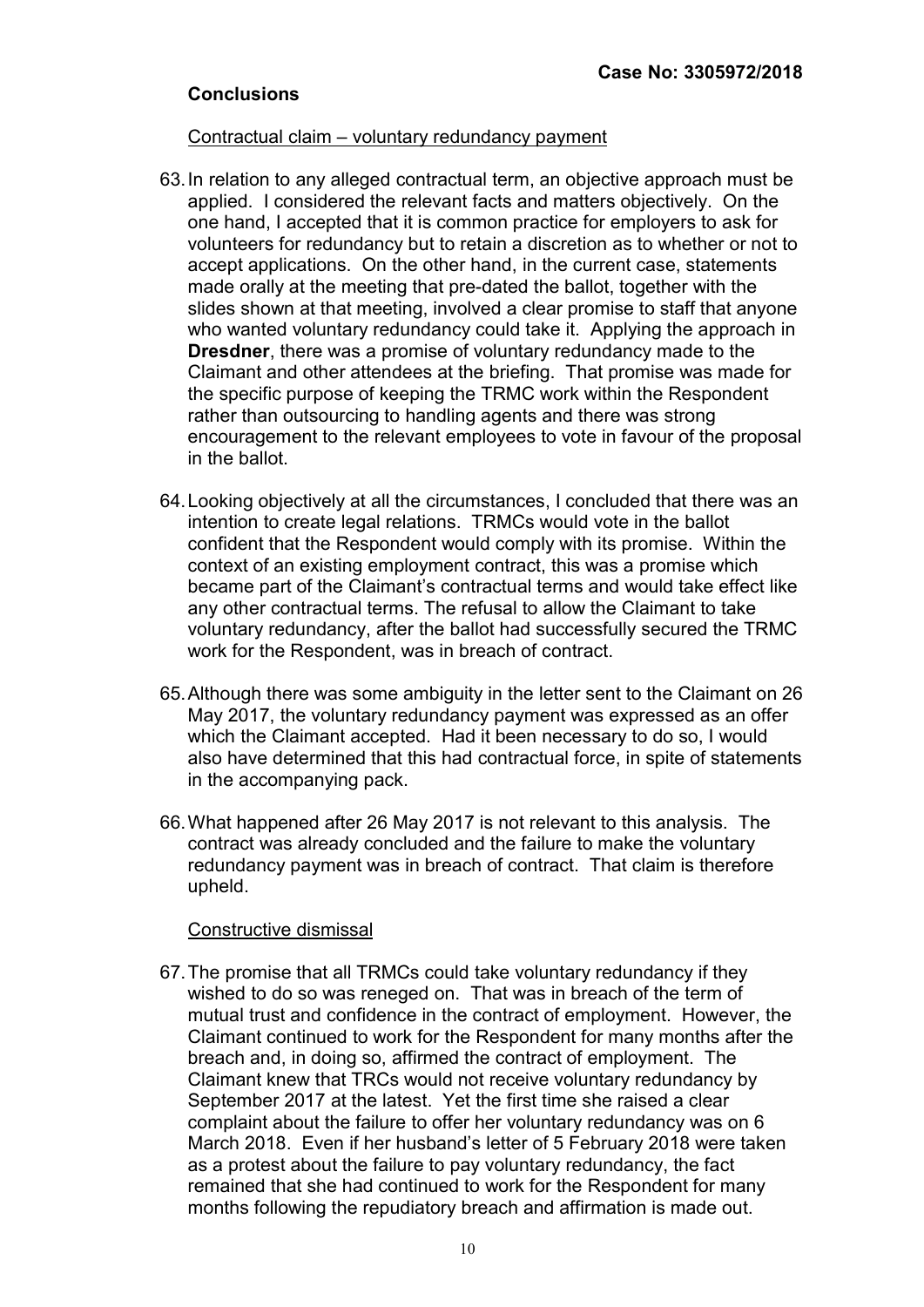**Case No: 3305972/2018**

## Conclusions

Contractual claim – voluntary redundancy payment

63. In relation to any alleged contractual term, an objective approach must be applied. I considered the relevant facts and matters objectively. On the one hand, I accepted that it is common practice for employers to ask for volunteers for redundancy but to retain a discretion as to whether or not to accept applications. On the other hand, in the current case, statements made orally at the meeting that pre-dated the ballot, together with the slides shown at that meeting, involved a clear promise to staff that anyone who wanted voluntary redundancy could take it. Applying the approach in **Dresdner**, there was a promise of voluntary redundancy made to the Claimant and other attendees at the briefing. That promise was made for the specific purpose of keeping the TRMC work within the Respondent rather than outsourcing to handling agents and there was strong encouragement to the relevant employees to vote in favour of the proposal in the ballot.

64. Looking objectively at all the circumstances, I concluded that there was an intention to create legal relations. TRMCs would vote in the ballot confident that the Respondent would comply with its promise. Within the context of an existing employment contract, this was a promise which became part of the Claimant's contractual terms and would take effect like any other contractual terms. The refusal to allow the Claimant to take voluntary redundancy, after the ballot had successfully secured the TRMC work for the Respondent, was in breach of contract.

65. Although there was some ambiguity in the letter sent to the Claimant on 26 May 2017, the voluntary redundancy payment was expressed as an offer which the Claimant accepted. Had it been necessary to do so, I would also have determined that this had contractual force, in spite of statements in the accompanying pack.

66. What happened after 26 May 2017 is not relevant to this analysis. The contract was already concluded and the failure to make the voluntary redundancy payment was in breach of contract. That claim is therefore upheld.

Constructive dismissal

67. The promise that all TRMCs could take voluntary redundancy if they wished to do so was reneged on. That was in breach of the term of mutual trust and confidence in the contract of employment. However, the Claimant continued to work for the Respondent for many months after the breach and, in doing so, affirmed the contract of employment. The Claimant knew that TRCs would not receive voluntary redundancy by September 2017 at the latest. Yet the first time she raised a clear complaint about the failure to offer her voluntary redundancy was on 6 March 2018. Even if her husband's letter of 5 February 2018 were taken as a protest about the failure to pay voluntary redundancy, the fact remained that she had continued to work for the Respondent for many months following the repudiatory breach and affirmation is made out.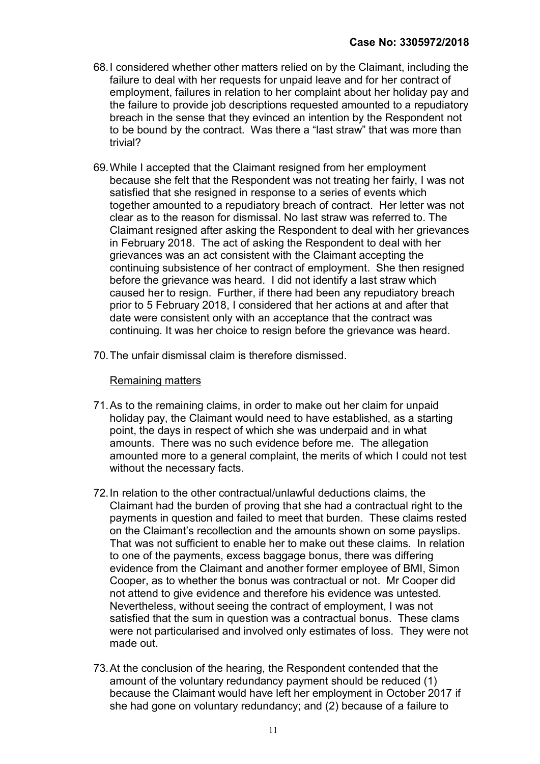68. I considered whether other matters relied on by the Claimant, including the failure to deal with her requests for unpaid leave and for her contract of employment, failures in relation to her complaint about her holiday pay and the failure to provide job descriptions requested amounted to a repudiatory breach in the sense that they evinced an intention by the Respondent not to be bound by the contract. Was there a "last straw" that was more than trivial?

69. While I accepted that the Claimant resigned from her employment because she felt that the Respondent was not treating her fairly, I was not satisfied that she resigned in response to a series of events which together amounted to a repudiatory breach of contract. Her letter was not clear as to the reason for dismissal. No last straw was referred to. The Claimant resigned after asking the Respondent to deal with her grievances in February 2018. The act of asking the Respondent to deal with her grievances was an act consistent with the Claimant accepting the continuing subsistence of her contract of employment. She then resigned before the grievance was heard. I did not identify a last straw which caused her to resign. Further, if there had been any repudiatory breach prior to 5 February 2018, I considered that her actions at and after that date were consistent only with an acceptance that the contract was continuing. It was her choice to resign before the grievance was heard.

70. The unfair dismissal claim is therefore dismissed.

<u>Remaining matters</u>

71. As to the remaining claims, in order to make out her claim for unpaid holiday pay, the Claimant would need to have established, as a starting point, the days in respect of which she was underpaid and in what amounts. There was no such evidence before me. The allegation amounted more to a general complaint, the merits of which I could not test without the necessary facts.

72. In relation to the other contractual/unlawful deductions claims, the Claimant had the burden of proving that she had a contractual right to the payments in question and failed to meet that burden. These claims rested on the Claimant's recollection and the amounts shown on some payslips. That was not sufficient to enable her to make out these claims. In relation to one of the payments, excess baggage bonus, there was differing evidence from the Claimant and another former employee of BMI, Simon Cooper, as to whether the bonus was contractual or not. Mr Cooper did not attend to give evidence and therefore his evidence was untested. Nevertheless, without seeing the contract of employment, I was not satisfied that the sum in question was a contractual bonus. These clams were not particularised and involved only estimates of loss. They were not made out.

73. At the conclusion of the hearing, the Respondent contended that the amount of the voluntary redundancy payment should be reduced (1) because the Claimant would have left her employment in October 2017 if she had gone on voluntary redundancy; and (2) because of a failure to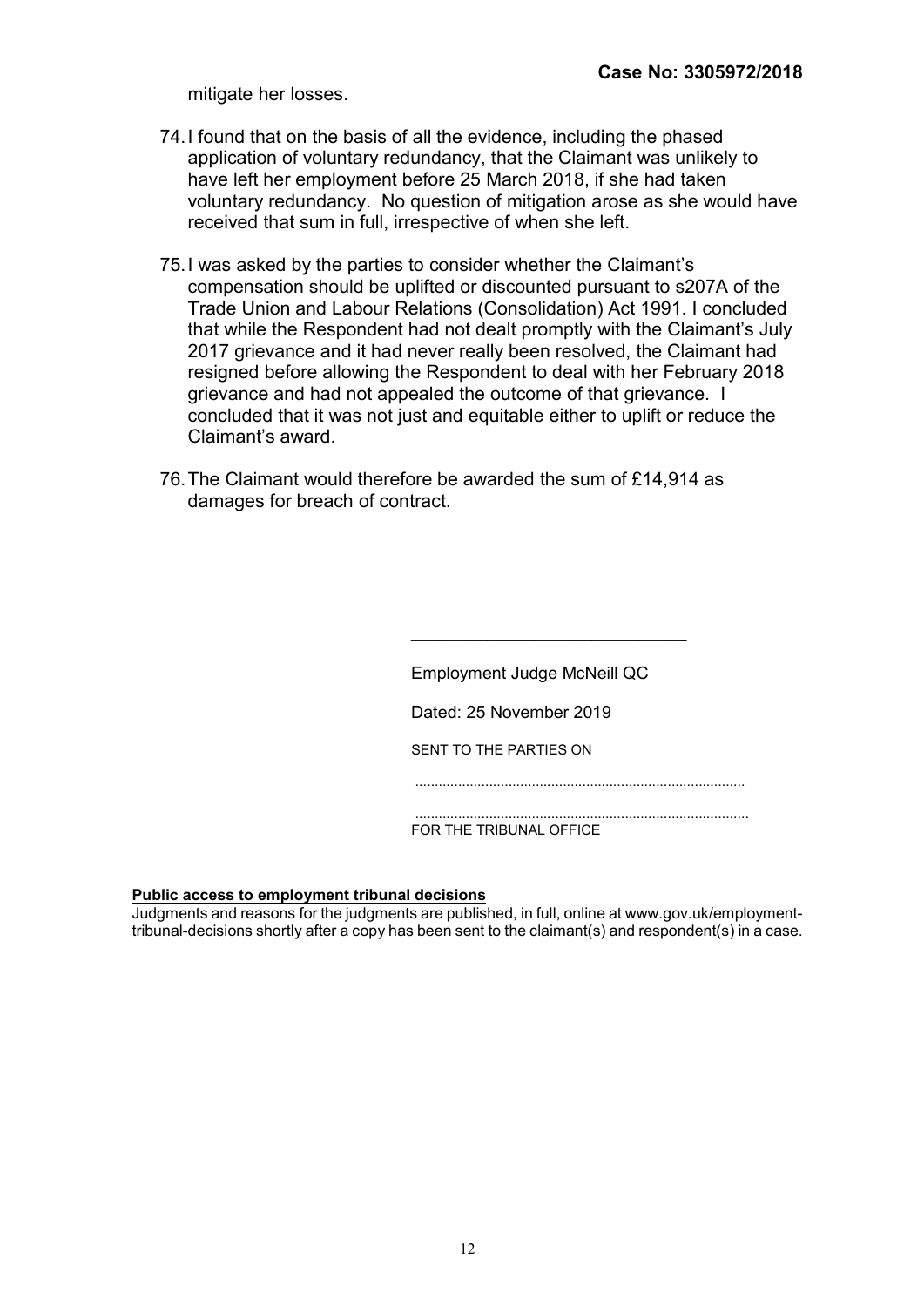mitigate her losses.

74. I found that on the basis of all the evidence, including the phased application of voluntary redundancy, that the Claimant was unlikely to have left her employment before 25 March 2018, if she had taken voluntary redundancy. No question of mitigation arose as she would have received that sum in full, irrespective of when she left.

75. I was asked by the parties to consider whether the Claimant's compensation should be uplifted or discounted pursuant to s207A of the Trade Union and Labour Relations (Consolidation) Act 1991. I concluded that while the Respondent had not dealt promptly with the Claimant's July 2017 grievance and it had never really been resolved, the Claimant had resigned before allowing the Respondent to deal with her February 2018 grievance and had not appealed the outcome of that grievance. I concluded that it was not just and equitable either to uplift or reduce the Claimant's award.

76. The Claimant would therefore be awarded the sum of £14,914 as damages for breach of contract.

\_\_\_\_\_\_\_\_\_\_\_\_\_\_\_\_\_\_\_\_\_\_\_\_\_\_\_\_\_

Employment Judge McNeill QC

Dated: 25 November 2019

SENT TO THE PARTIES ON

....................................................................................

....................................................................................

FOR THE TRIBUNAL OFFICE

**Public access to employment tribunal decisions**

Judgments and reasons for the judgments are published, in full, online at www.gov.uk/employment-tribunal-decisions shortly after a copy has been sent to the claimant(s) and respondent(s) in a case.